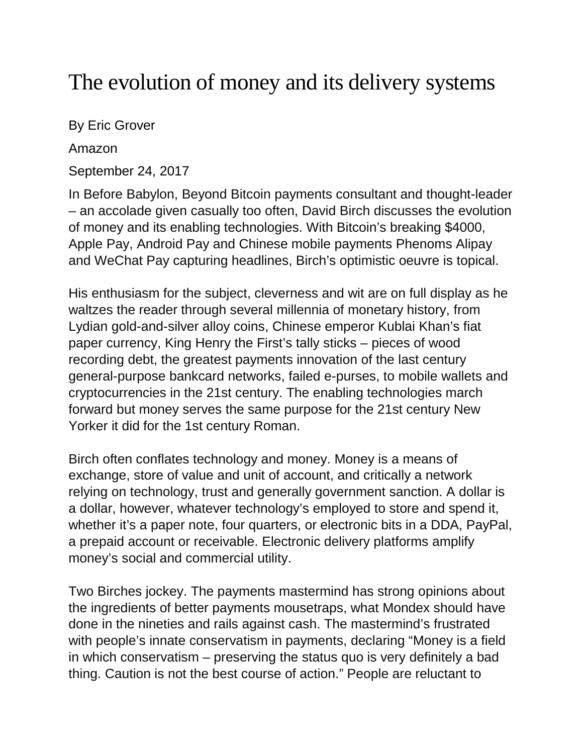# The evolution of money and its delivery systems

By Eric Grover

Amazon

September 24, 2017

In Before Babylon, Beyond Bitcoin payments consultant and thought-leader – an accolade given casually too often, David Birch discusses the evolution of money and its enabling technologies. With Bitcoin's breaking $4000, Apple Pay, Android Pay and Chinese mobile payments Phenoms Alipay and WeChat Pay capturing headlines, Birch's optimistic oeuvre is topical.

His enthusiasm for the subject, cleverness and wit are on full display as he waltzes the reader through several millennia of monetary history, from Lydian gold-and-silver alloy coins, Chinese emperor Kublai Khan's fiat paper currency, King Henry the First's tally sticks – pieces of wood recording debt, the greatest payments innovation of the last century general-purpose bankcard networks, failed e-purses, to mobile wallets and cryptocurrencies in the 21st century. The enabling technologies march forward but money serves the same purpose for the 21st century New Yorker it did for the 1st century Roman.

Birch often conflates technology and money. Money is a means of exchange, store of value and unit of account, and critically a network relying on technology, trust and generally government sanction. A dollar is a dollar, however, whatever technology's employed to store and spend it, whether it's a paper note, four quarters, or electronic bits in a DDA, PayPal, a prepaid account or receivable. Electronic delivery platforms amplify money's social and commercial utility.

Two Birches jockey. The payments mastermind has strong opinions about the ingredients of better payments mousetraps, what Mondex should have done in the nineties and rails against cash. The mastermind's frustrated with people's innate conservatism in payments, declaring "Money is a field in which conservatism – preserving the status quo is very definitely a bad thing. Caution is not the best course of action." People are reluctant to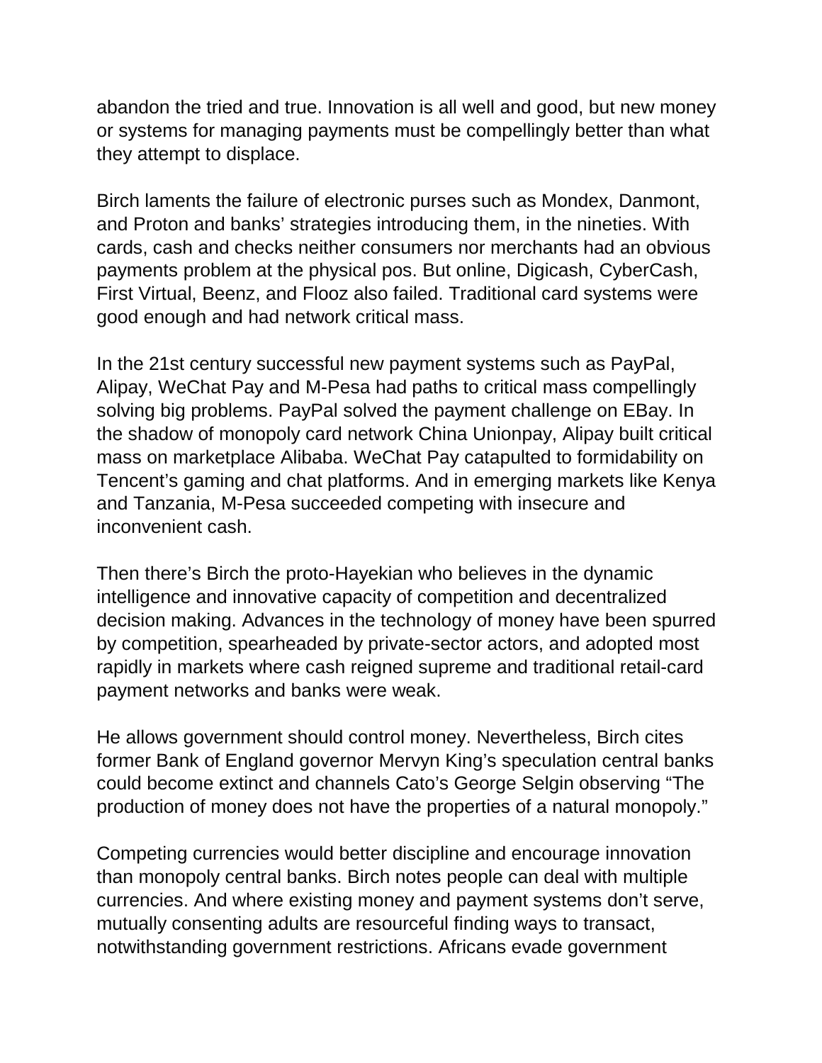abandon the tried and true. Innovation is all well and good, but new money or systems for managing payments must be compellingly better than what they attempt to displace.

Birch laments the failure of electronic purses such as Mondex, Danmont, and Proton and banks' strategies introducing them, in the nineties. With cards, cash and checks neither consumers nor merchants had an obvious payments problem at the physical pos. But online, Digicash, CyberCash, First Virtual, Beenz, and Flooz also failed. Traditional card systems were good enough and had network critical mass.

In the 21st century successful new payment systems such as PayPal, Alipay, WeChat Pay and M-Pesa had paths to critical mass compellingly solving big problems. PayPal solved the payment challenge on EBay. In the shadow of monopoly card network China Unionpay, Alipay built critical mass on marketplace Alibaba. WeChat Pay catapulted to formidability on Tencent's gaming and chat platforms. And in emerging markets like Kenya and Tanzania, M-Pesa succeeded competing with insecure and inconvenient cash.

Then there's Birch the proto-Hayekian who believes in the dynamic intelligence and innovative capacity of competition and decentralized decision making. Advances in the technology of money have been spurred by competition, spearheaded by private-sector actors, and adopted most rapidly in markets where cash reigned supreme and traditional retail-card payment networks and banks were weak.

He allows government should control money. Nevertheless, Birch cites former Bank of England governor Mervyn King's speculation central banks could become extinct and channels Cato's George Selgin observing "The production of money does not have the properties of a natural monopoly."

Competing currencies would better discipline and encourage innovation than monopoly central banks. Birch notes people can deal with multiple currencies. And where existing money and payment systems don't serve, mutually consenting adults are resourceful finding ways to transact, notwithstanding government restrictions. Africans evade government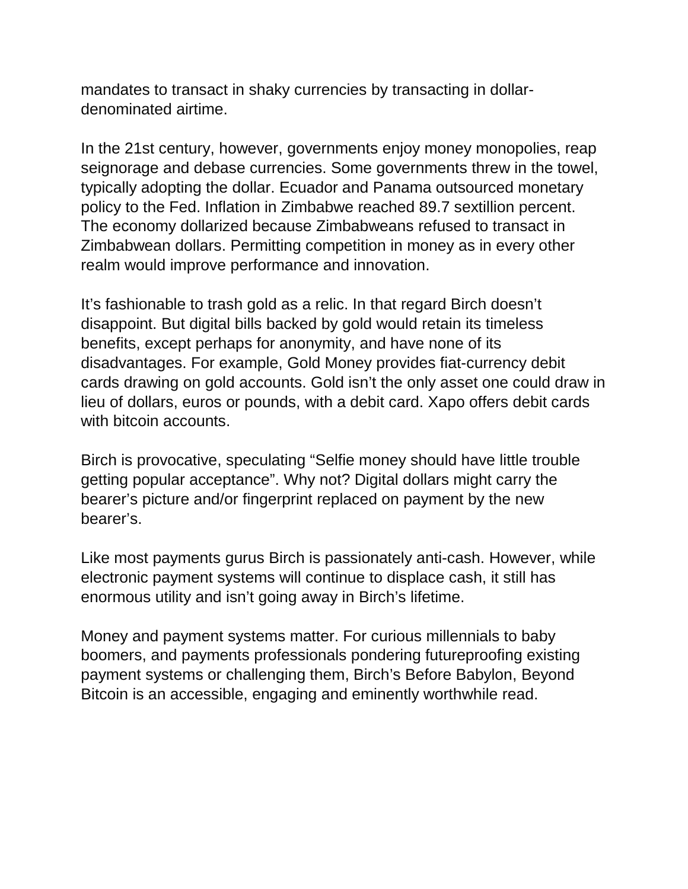mandates to transact in shaky currencies by transacting in dollar-denominated airtime.

In the 21st century, however, governments enjoy money monopolies, reap seignorage and debase currencies. Some governments threw in the towel, typically adopting the dollar. Ecuador and Panama outsourced monetary policy to the Fed. Inflation in Zimbabwe reached 89.7 sextillion percent. The economy dollarized because Zimbabweans refused to transact in Zimbabwean dollars. Permitting competition in money as in every other realm would improve performance and innovation.

It's fashionable to trash gold as a relic. In that regard Birch doesn't disappoint. But digital bills backed by gold would retain its timeless benefits, except perhaps for anonymity, and have none of its disadvantages. For example, Gold Money provides fiat-currency debit cards drawing on gold accounts. Gold isn't the only asset one could draw in lieu of dollars, euros or pounds, with a debit card. Xapo offers debit cards with bitcoin accounts.

Birch is provocative, speculating "Selfie money should have little trouble getting popular acceptance". Why not? Digital dollars might carry the bearer's picture and/or fingerprint replaced on payment by the new bearer's.

Like most payments gurus Birch is passionately anti-cash. However, while electronic payment systems will continue to displace cash, it still has enormous utility and isn't going away in Birch's lifetime.

Money and payment systems matter. For curious millennials to baby boomers, and payments professionals pondering futureproofing existing payment systems or challenging them, Birch's Before Babylon, Beyond Bitcoin is an accessible, engaging and eminently worthwhile read.